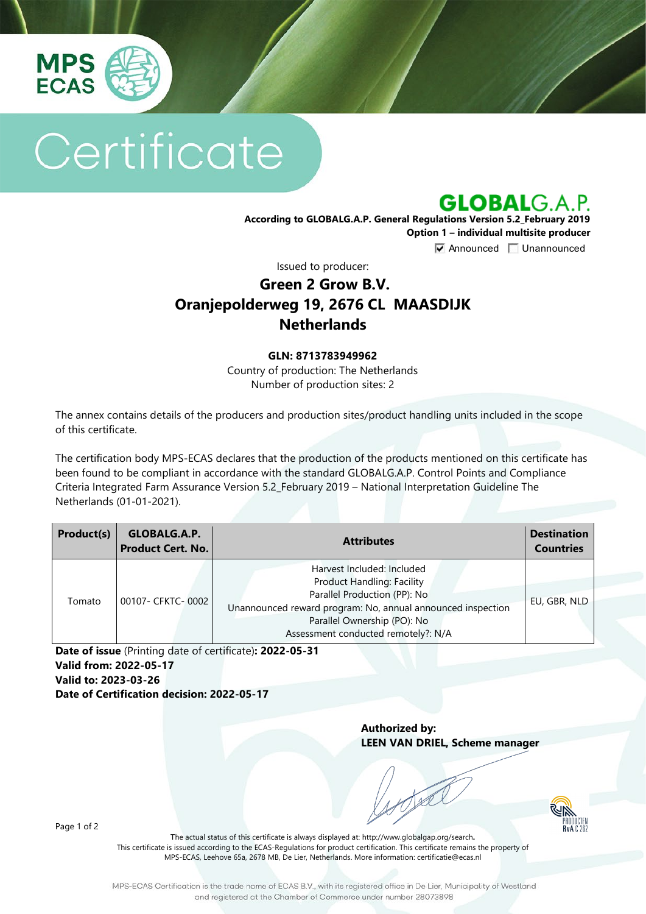# Certificate

## GLOBALG.A.P.

**According to GLOBALG.A.P. General Regulations Version 5.2_February 2019**
**Option 1 – individual multisite producer**

☑ Announced ☐ Unannounced

Issued to producer:

**Green 2 Grow B.V.**
**Oranjepolderweg 19, 2676 CL MAASDIJK**
**Netherlands**

**GLN: 8713783949962**
Country of production: The Netherlands
Number of production sites: 2

The annex contains details of the producers and production sites/product handling units included in the scope of this certificate.

The certification body MPS-ECAS declares that the production of the products mentioned on this certificate has been found to be compliant in accordance with the standard GLOBALG.A.P. Control Points and Compliance Criteria Integrated Farm Assurance Version 5.2_February 2019 – National Interpretation Guideline The Netherlands (01-01-2021).

| Product(s) | GLOBALG.A.P. Product Cert. No. | Attributes | Destination Countries |
|---|---|---|---|
| Tomato | 00107- CFKTC- 0002 | Harvest Included: Included<br>Product Handling: Facility<br>Parallel Production (PP): No<br>Unannounced reward program: No, annual announced inspection<br>Parallel Ownership (PO): No<br>Assessment conducted remotely?: N/A | EU, GBR, NLD |

**Date of issue** (Printing date of certificate)**: 2022-05-31**
**Valid from: 2022-05-17**
**Valid to: 2023-03-26**
**Date of Certification decision: 2022-05-17**

**Authorized by:**
**LEEN VAN DRIEL, Scheme manager**

The actual status of this certificate is always displayed at: http://www.globalgap.org/search**.**
This certificate is issued according to the ECAS-Regulations for product certification. This certificate remains the property of MPS-ECAS, Leehove 65a, 2678 MB, De Lier, Netherlands. More information: certificatie@ecas.nl

MPS-ECAS Certification is the trade name of ECAS B.V., with its registered office in De Lier, Municipality of Westland and registered at the Chamber of Commerce under number 28073898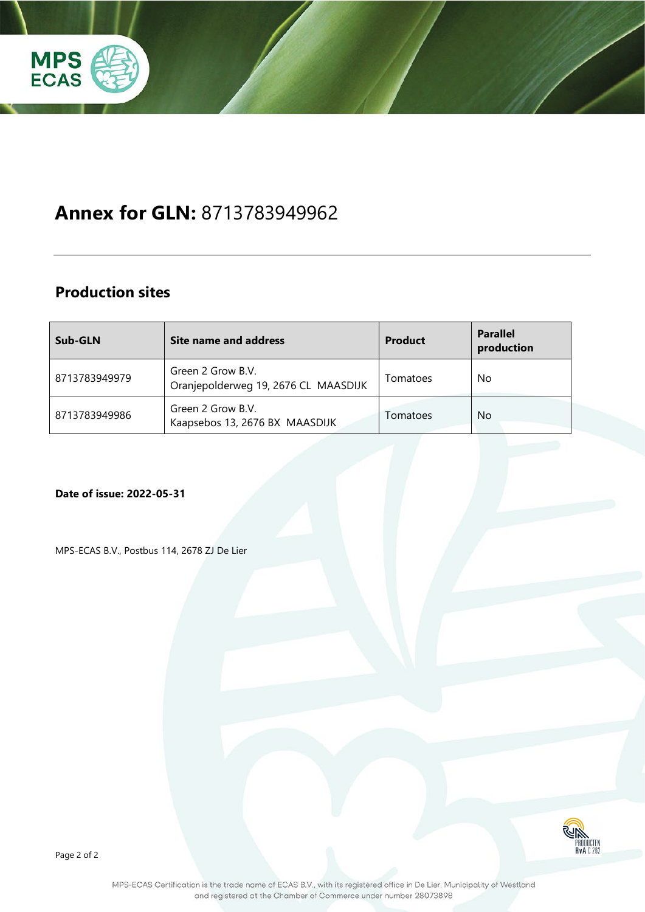# **Annex for GLN:** 8713783949962

## Production sites

| Sub-GLN | Site name and address | Product | Parallel production |
|---|---|---|---|
| 8713783949979 | Green 2 Grow B.V.<br>Oranjepolderweg 19, 2676 CL MAASDIJK | Tomatoes | No |
| 8713783949986 | Green 2 Grow B.V.<br>Kaapsebos 13, 2676 BX MAASDIJK | Tomatoes | No |

**Date of issue: 2022-05-31**

MPS-ECAS B.V., Postbus 114, 2678 ZJ De Lier

PRODUCTEN RvA C 262

MPS-ECAS Certification is the trade name of ECAS B.V., with its registered office in De Lier, Municipality of Westland and registered at the Chamber of Commerce under number 28073898